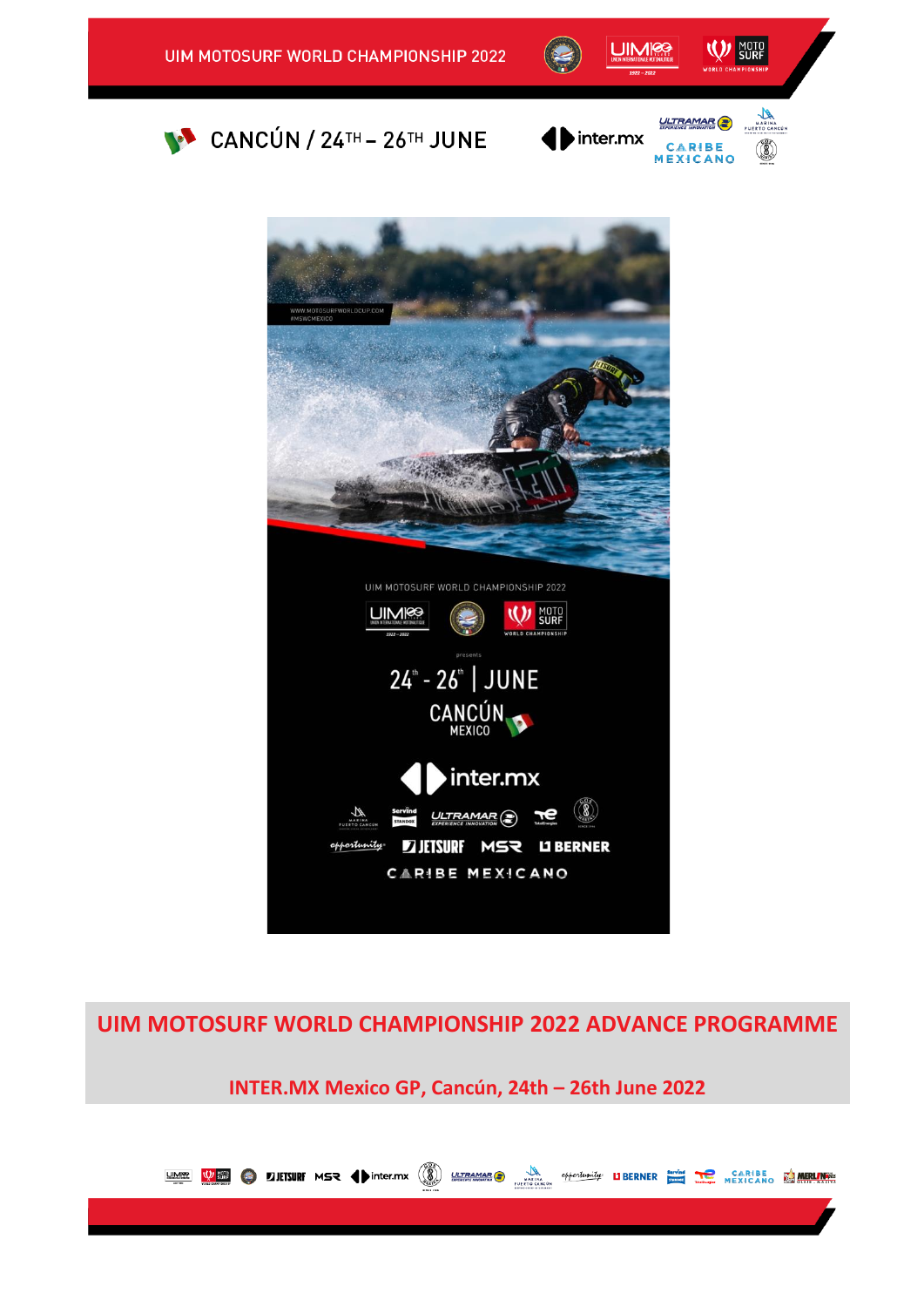UIM MOTOSURF WORLD CHAMPIONSHIP 2022

CANCÚN / 24TH – 26TH JUNE

# UIM MOTOSURF WORLD CHAMPIONSHIP 2022 ADVANCE PROGRAMME

## INTER.MX Mexico GP, Cancún, 24th – 26th June 2022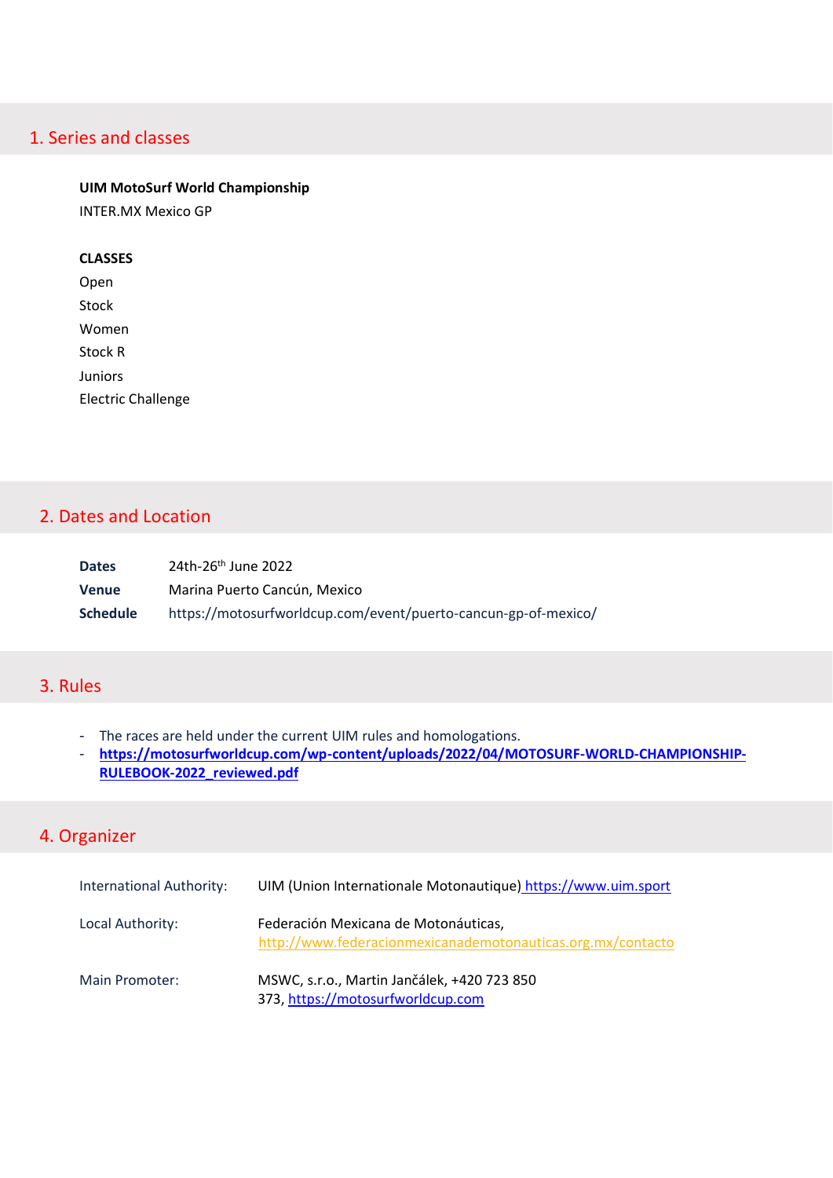## 1. Series and classes

**UIM MotoSurf World Championship**

INTER.MX Mexico GP

**CLASSES**

Open

Stock

Women

Stock R

Juniors

Electric Challenge

## 2. Dates and Location

| | |
|---|---|
| **Dates** | 24th-26th June 2022 |
| **Venue** | Marina Puerto Cancún, Mexico |
| **Schedule** | https://motosurfworldcup.com/event/puerto-cancun-gp-of-mexico/ |

## 3. Rules

- The races are held under the current UIM rules and homologations.
- **https://motosurfworldcup.com/wp-content/uploads/2022/04/MOTOSURF-WORLD-CHAMPIONSHIP-RULEBOOK-2022_reviewed.pdf**

## 4. Organizer

| | |
|---|---|
| International Authority: | UIM (Union Internationale Motonautique) https://www.uim.sport |
| Local Authority: | Federación Mexicana de Motonáuticas, http://www.federacionmexicanademotonauticas.org.mx/contacto |
| Main Promoter: | MSWC, s.r.o., Martin Jančálek, +420 723 850 373, https://motosurfworldcup.com |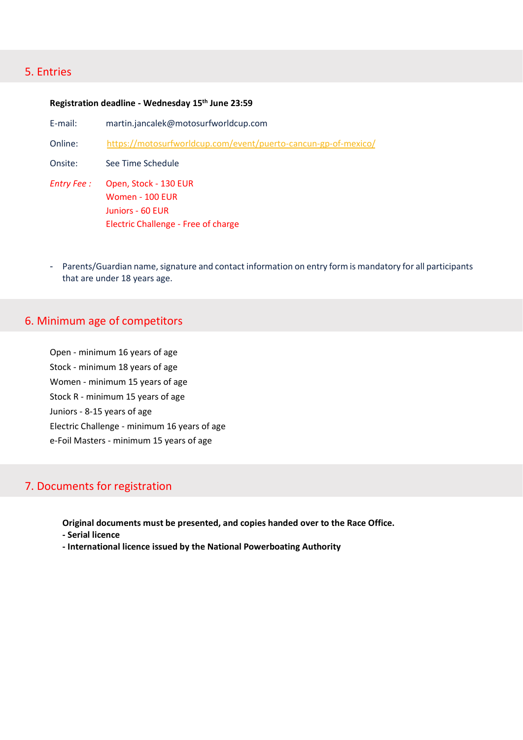## 5. Entries

**Registration deadline - Wednesday 15th June 23:59**

E-mail: martin.jancalek@motosurfworldcup.com

Online: https://motosurfworldcup.com/event/puerto-cancun-gp-of-mexico/

Onsite: See Time Schedule

*Entry Fee :* Open, Stock - 130 EUR
Women - 100 EUR
Juniors - 60 EUR
Electric Challenge - Free of charge

- Parents/Guardian name, signature and contact information on entry form is mandatory for all participants that are under 18 years age.

## 6. Minimum age of competitors

Open - minimum 16 years of age
Stock - minimum 18 years of age
Women - minimum 15 years of age
Stock R - minimum 15 years of age
Juniors - 8-15 years of age
Electric Challenge - minimum 16 years of age
e-Foil Masters - minimum 15 years of age

## 7. Documents for registration

**Original documents must be presented, and copies handed over to the Race Office.**
**- Serial licence**
**- International licence issued by the National Powerboating Authority**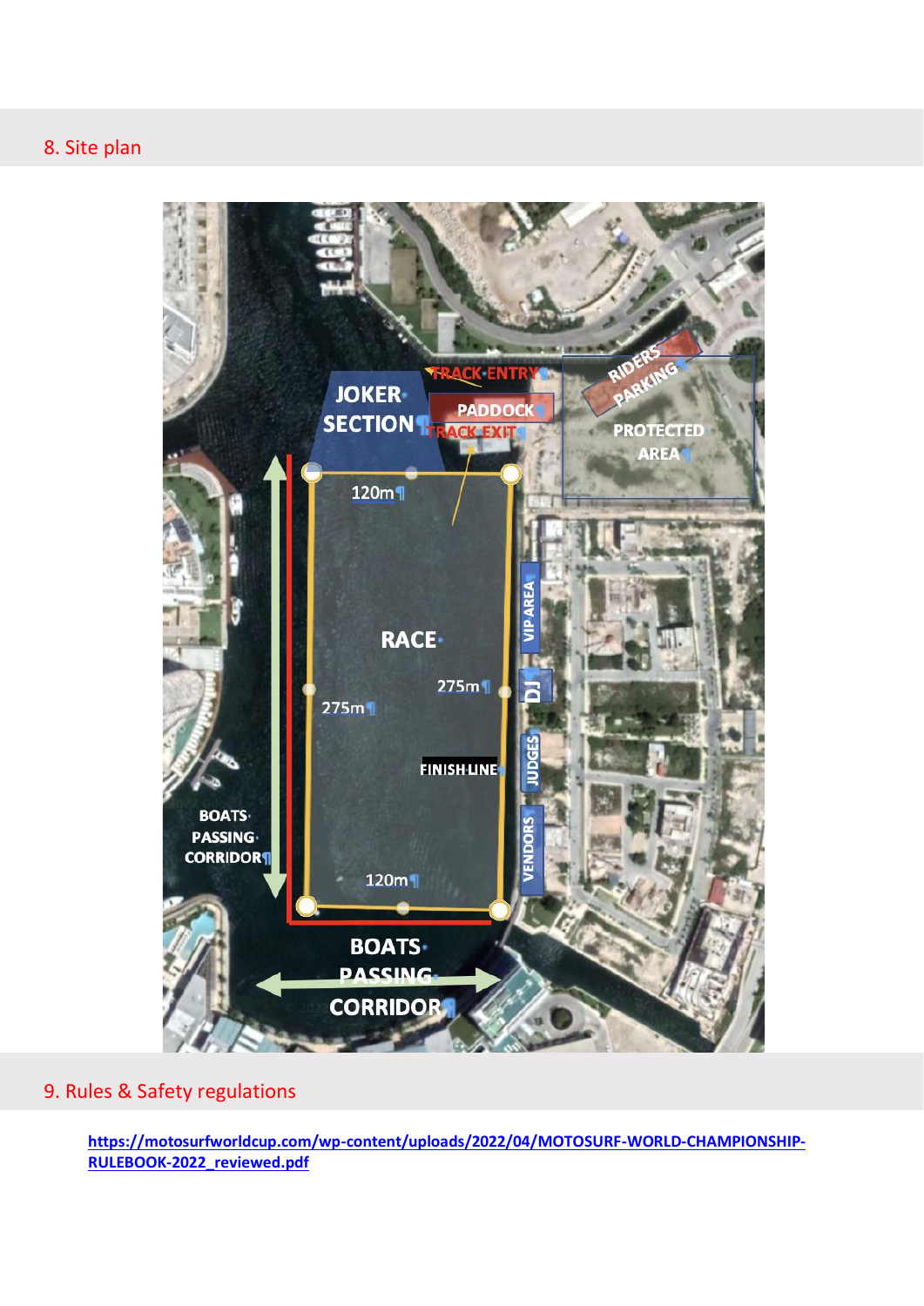## 8. Site plan

JOKER SECTION

TRACK ENTRY

PADDOCK

TRACK EXIT

RIDERS PARKING

PROTECTED AREA

120m

RACE

275m

275m

VIP AREA

DJ

FINISH LINE

JUDGES

VENDORS

BOATS PASSING CORRIDOR

120m

BOATS PASSING CORRIDOR

## 9. Rules & Safety regulations

https://motosurfworldcup.com/wp-content/uploads/2022/04/MOTOSURF-WORLD-CHAMPIONSHIP-RULEBOOK-2022_reviewed.pdf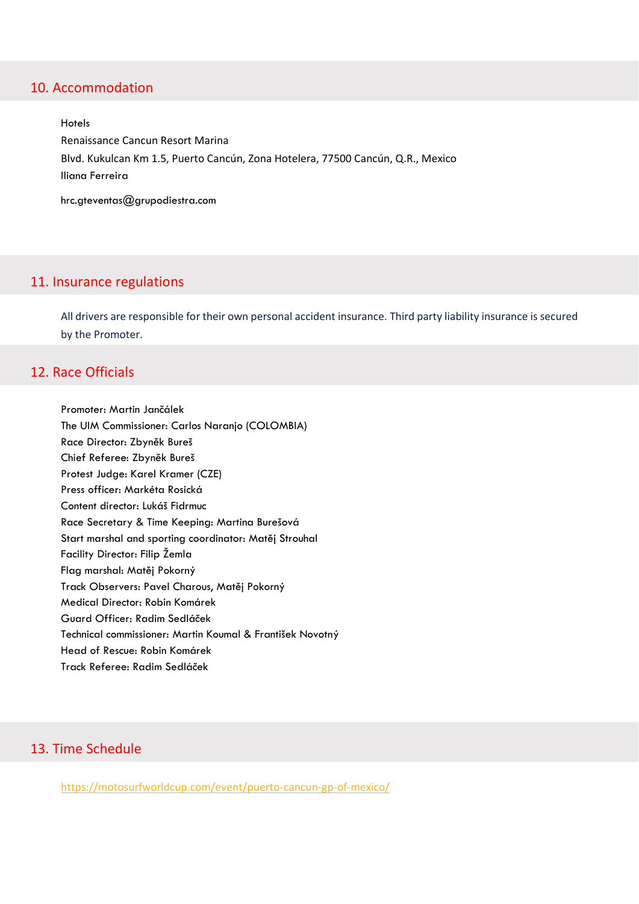## 10. Accommodation

Hotels

Renaissance Cancun Resort Marina

Blvd. Kukulcan Km 1.5, Puerto Cancún, Zona Hotelera, 77500 Cancún, Q.R., Mexico

Iliana Ferreira

hrc.gteventas@grupodiestra.com

## 11. Insurance regulations

All drivers are responsible for their own personal accident insurance. Third party liability insurance is secured by the Promoter.

## 12. Race Officials

Promoter: Martin Jančálek
The UIM Commissioner: Carlos Naranjo (COLOMBIA)
Race Director: Zbyněk Bureš
Chief Referee: Zbyněk Bureš
Protest Judge: Karel Kramer (CZE)
Press officer: Markéta Rosická
Content director: Lukáš Fidrmuc
Race Secretary & Time Keeping: Martina Burešová
Start marshal and sporting coordinator: Matěj Strouhal
Facility Director: Filip Žemla
Flag marshal: Matěj Pokorný
Track Observers: Pavel Charous, Matěj Pokorný
Medical Director: Robin Komárek
Guard Officer: Radim Sedláček
Technical commissioner: Martin Koumal & František Novotný
Head of Rescue: Robin Komárek
Track Referee: Radim Sedláček

## 13. Time Schedule

https://motosurfworldcup.com/event/puerto-cancun-gp-of-mexico/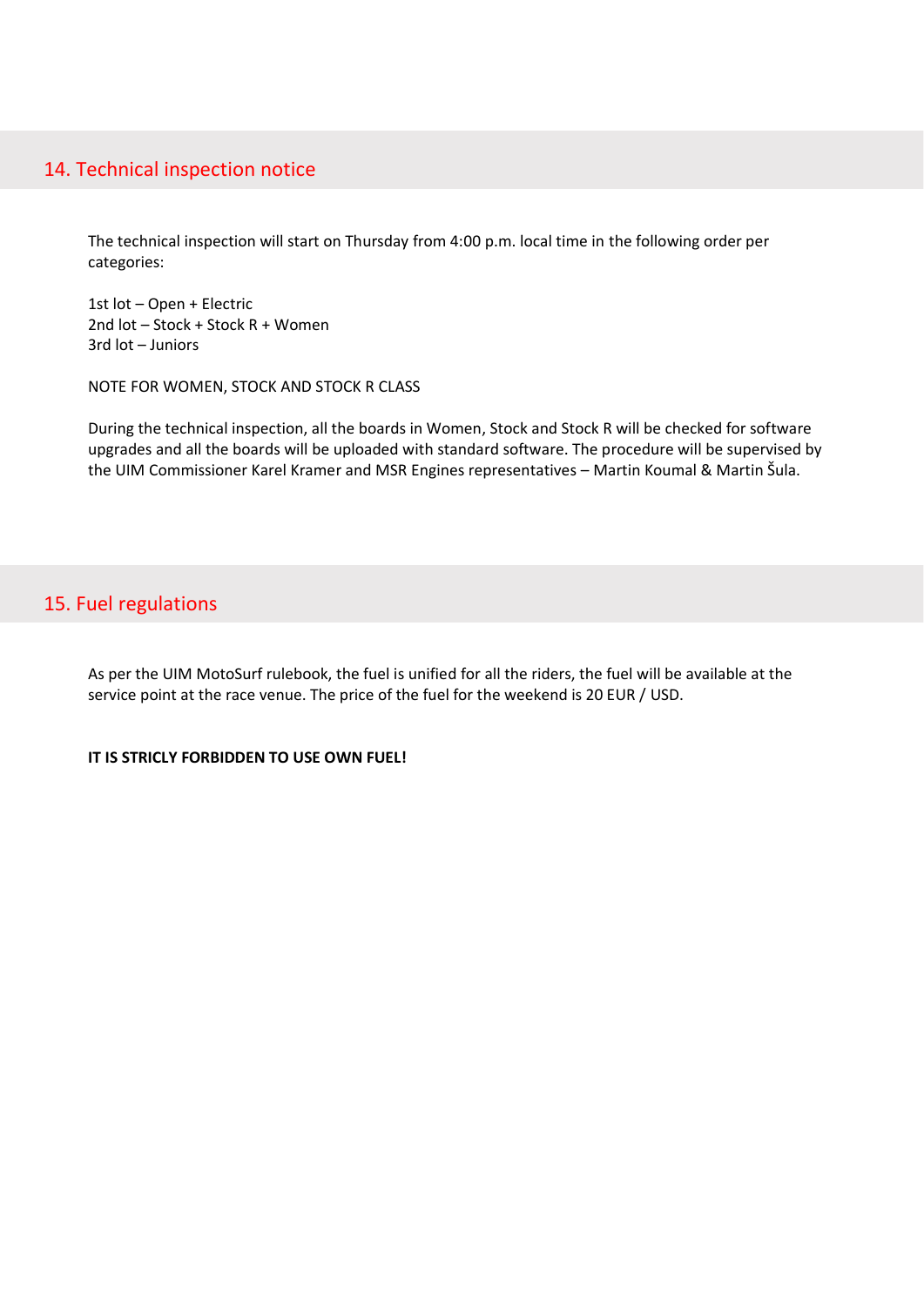## 14. Technical inspection notice

The technical inspection will start on Thursday from 4:00 p.m. local time in the following order per categories:

1st lot – Open + Electric
2nd lot – Stock + Stock R + Women
3rd lot – Juniors

NOTE FOR WOMEN, STOCK AND STOCK R CLASS

During the technical inspection, all the boards in Women, Stock and Stock R will be checked for software upgrades and all the boards will be uploaded with standard software. The procedure will be supervised by the UIM Commissioner Karel Kramer and MSR Engines representatives – Martin Koumal & Martin Šula.

## 15. Fuel regulations

As per the UIM MotoSurf rulebook, the fuel is unified for all the riders, the fuel will be available at the service point at the race venue. The price of the fuel for the weekend is 20 EUR / USD.

**IT IS STRICLY FORBIDDEN TO USE OWN FUEL!**